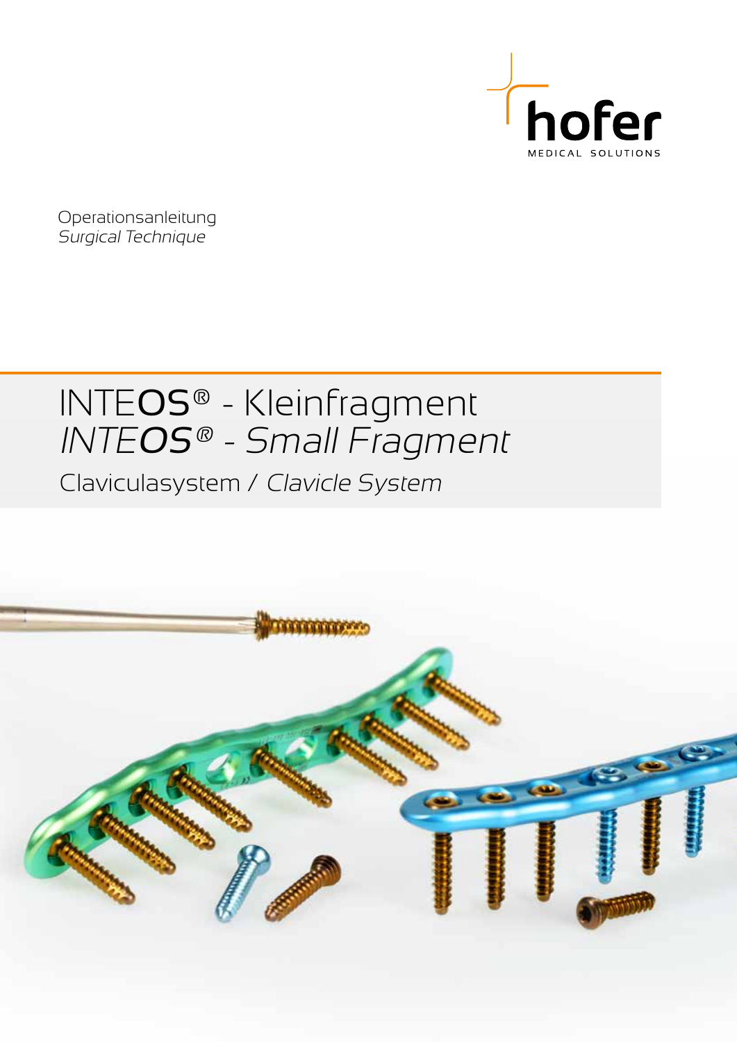hofer

MEDICAL SOLUTIONS

Operationsanleitung
*Surgical Technique*

# INTEOS® - Kleinfragment
# *INTEOS® - Small Fragment*

## Claviculasystem / *Clavicle System*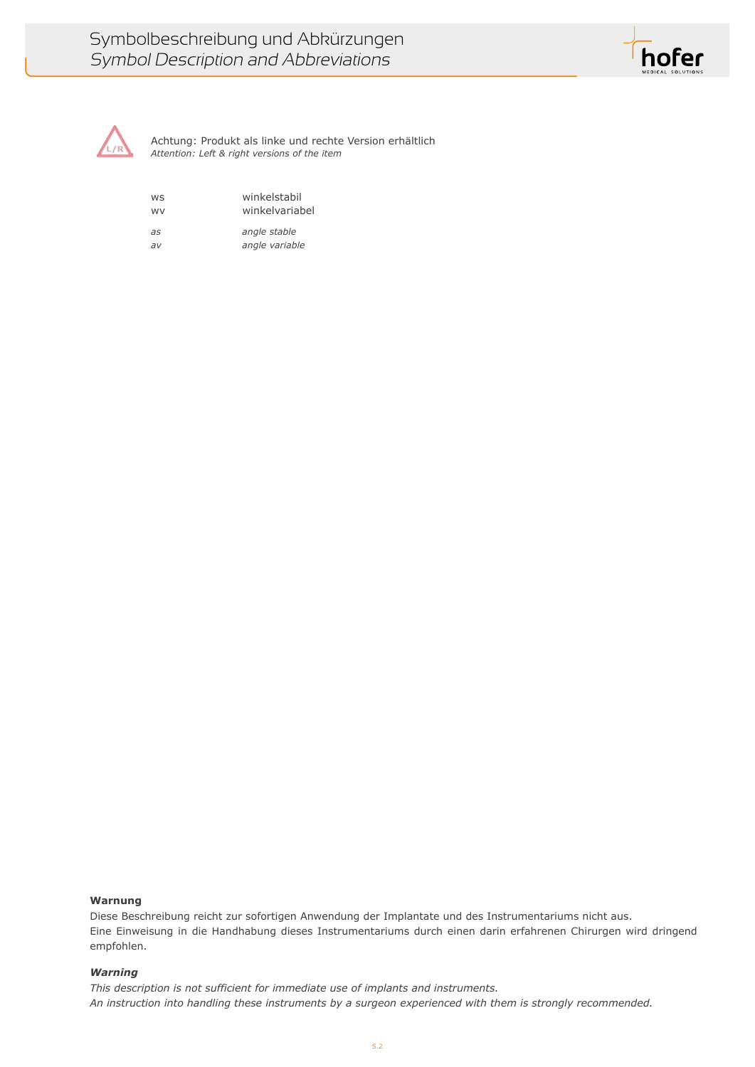# Symbolbeschreibung und Abkürzungen
## *Symbol Description and Abbreviations*

Achtung: Produkt als linke und rechte Version erhältlich
*Attention: Left & right versions of the item*

| | |
|---|---|
| ws | winkelstabil |
| wv | winkelvariabel |
| *as* | *angle stable* |
| *av* | *angle variable* |

**Warnung**
Diese Beschreibung reicht zur sofortigen Anwendung der Implantate und des Instrumentariums nicht aus.
Eine Einweisung in die Handhabung dieses Instrumentariums durch einen darin erfahrenen Chirurgen wird dringend empfohlen.

***Warning***
*This description is not sufficient for immediate use of implants and instruments.*
*An instruction into handling these instruments by a surgeon experienced with them is strongly recommended.*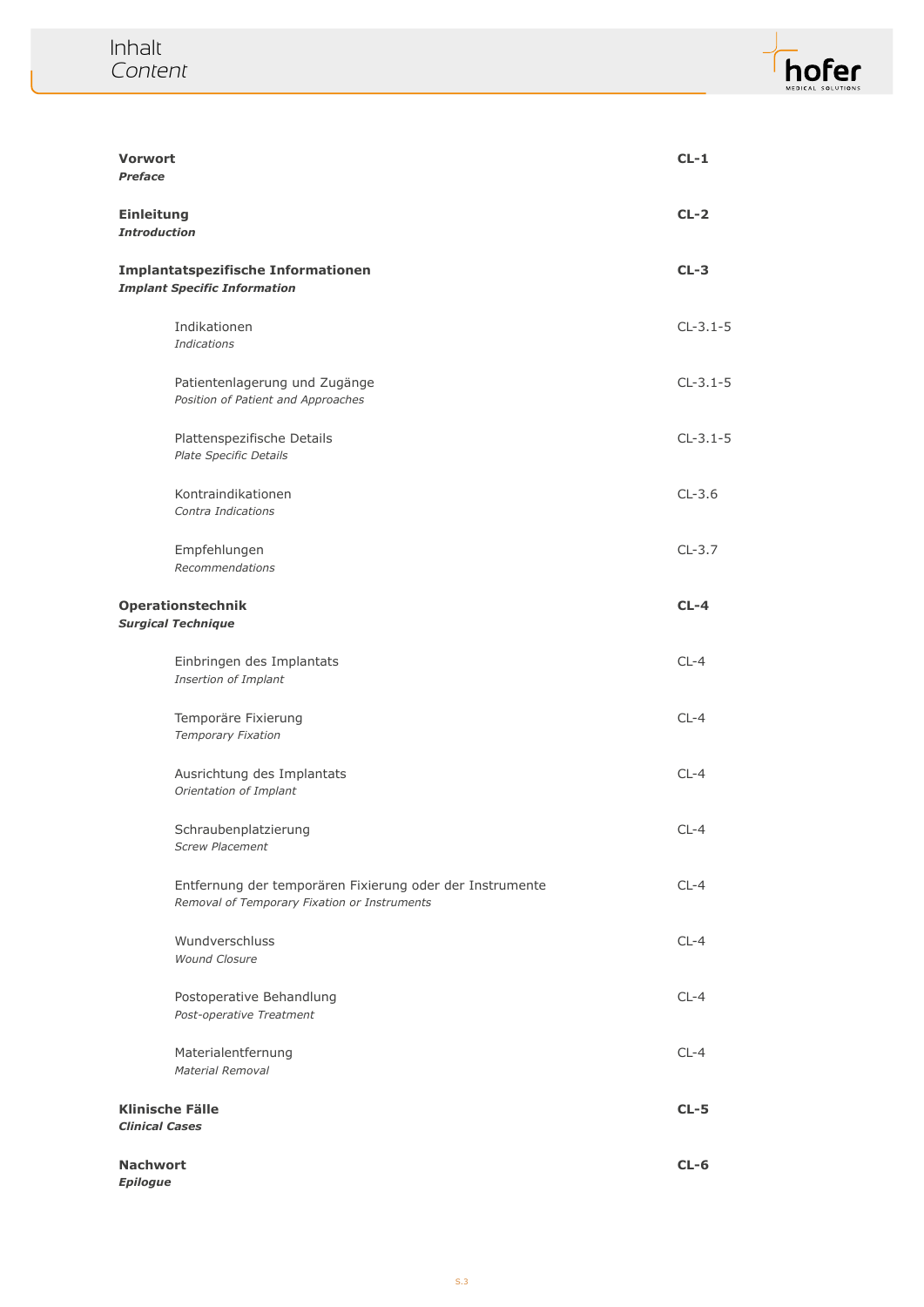# Inhalt
*Content*

| | |
|---|---|
| **Vorwort**<br>***Preface*** | **CL-1** |
| **Einleitung**<br>***Introduction*** | **CL-2** |
| **Implantatspezifische Informationen**<br>***Implant Specific Information*** | **CL-3** |
| Indikationen<br>*Indications* | CL-3.1-5 |
| Patientenlagerung und Zugänge<br>*Position of Patient and Approaches* | CL-3.1-5 |
| Plattenspezifische Details<br>*Plate Specific Details* | CL-3.1-5 |
| Kontraindikationen<br>*Contra Indications* | CL-3.6 |
| Empfehlungen<br>*Recommendations* | CL-3.7 |
| **Operationstechnik**<br>***Surgical Technique*** | **CL-4** |
| Einbringen des Implantats<br>*Insertion of Implant* | CL-4 |
| Temporäre Fixierung<br>*Temporary Fixation* | CL-4 |
| Ausrichtung des Implantats<br>*Orientation of Implant* | CL-4 |
| Schraubenplatzierung<br>*Screw Placement* | CL-4 |
| Entfernung der temporären Fixierung oder der Instrumente<br>*Removal of Temporary Fixation or Instruments* | CL-4 |
| Wundverschluss<br>*Wound Closure* | CL-4 |
| Postoperative Behandlung<br>*Post-operative Treatment* | CL-4 |
| Materialentfernung<br>*Material Removal* | CL-4 |
| **Klinische Fälle**<br>***Clinical Cases*** | **CL-5** |
| **Nachwort**<br>***Epilogue*** | **CL-6** |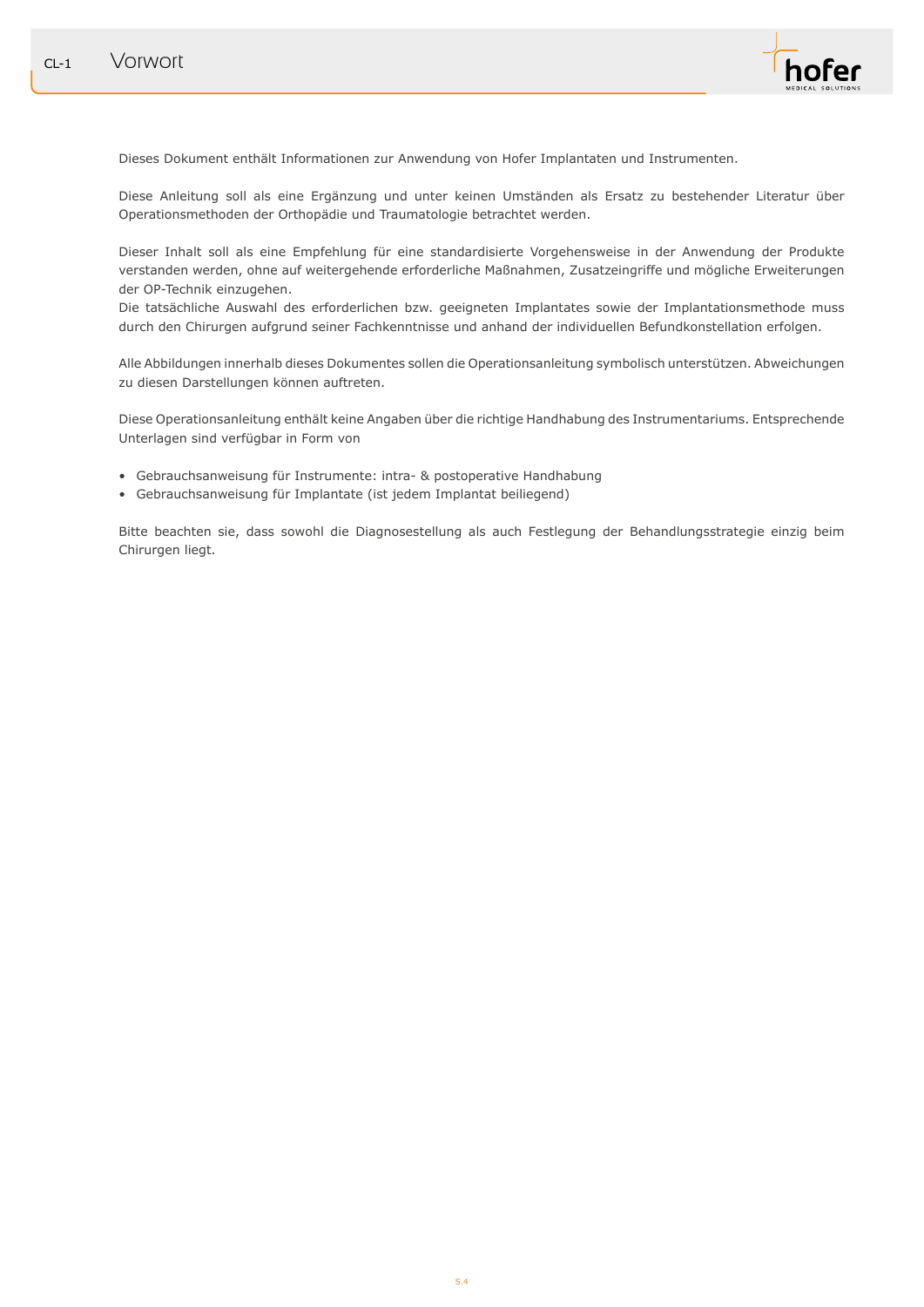# CL-1 Vorwort

Dieses Dokument enthält Informationen zur Anwendung von Hofer Implantaten und Instrumenten.

Diese Anleitung soll als eine Ergänzung und unter keinen Umständen als Ersatz zu bestehender Literatur über Operationsmethoden der Orthopädie und Traumatologie betrachtet werden.

Dieser Inhalt soll als eine Empfehlung für eine standardisierte Vorgehensweise in der Anwendung der Produkte verstanden werden, ohne auf weitergehende erforderliche Maßnahmen, Zusatzeingriffe und mögliche Erweiterungen der OP-Technik einzugehen.
Die tatsächliche Auswahl des erforderlichen bzw. geeigneten Implantates sowie der Implantationsmethode muss durch den Chirurgen aufgrund seiner Fachkenntnisse und anhand der individuellen Befundkonstellation erfolgen.

Alle Abbildungen innerhalb dieses Dokumentes sollen die Operationsanleitung symbolisch unterstützen. Abweichungen zu diesen Darstellungen können auftreten.

Diese Operationsanleitung enthält keine Angaben über die richtige Handhabung des Instrumentariums. Entsprechende Unterlagen sind verfügbar in Form von

- Gebrauchsanweisung für Instrumente: intra- & postoperative Handhabung
- Gebrauchsanweisung für Implantate (ist jedem Implantat beiliegend)

Bitte beachten sie, dass sowohl die Diagnosestellung als auch Festlegung der Behandlungsstrategie einzig beim Chirurgen liegt.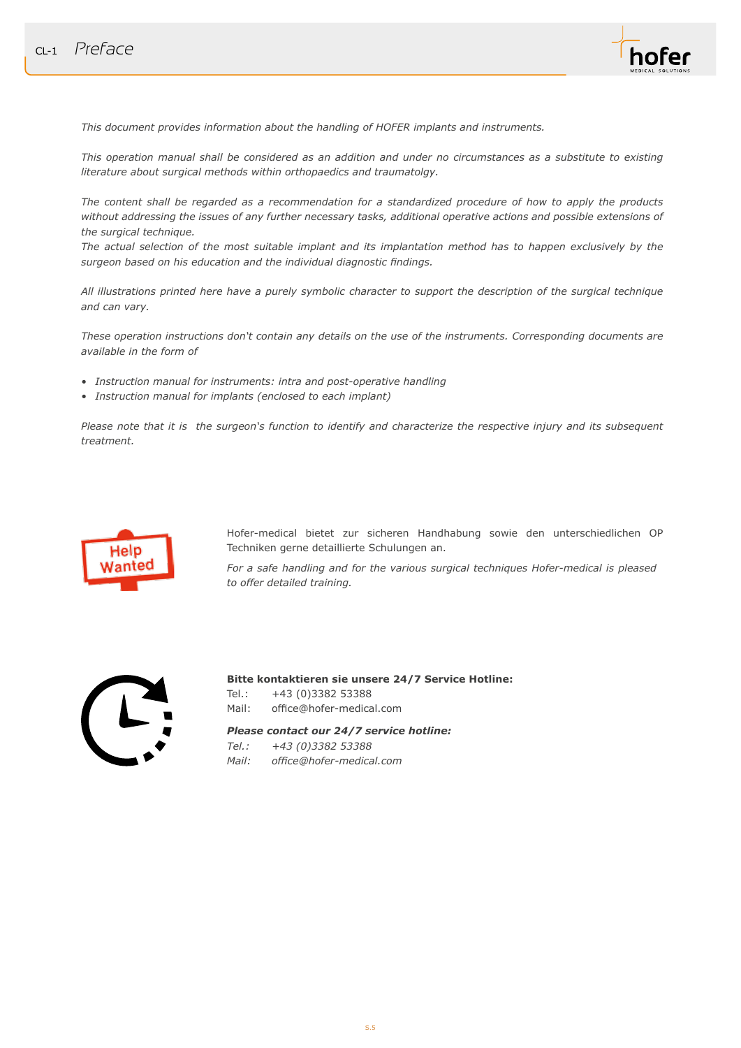# CL-1 Preface

*This document provides information about the handling of HOFER implants and instruments.*

*This operation manual shall be considered as an addition and under no circumstances as a substitute to existing literature about surgical methods within orthopaedics and traumatolgy.*

*The content shall be regarded as a recommendation for a standardized procedure of how to apply the products without addressing the issues of any further necessary tasks, additional operative actions and possible extensions of the surgical technique.*
*The actual selection of the most suitable implant and its implantation method has to happen exclusively by the surgeon based on his education and the individual diagnostic findings.*

*All illustrations printed here have a purely symbolic character to support the description of the surgical technique and can vary.*

*These operation instructions don't contain any details on the use of the instruments. Corresponding documents are available in the form of*

- *Instruction manual for instruments: intra and post-operative handling*
- *Instruction manual for implants (enclosed to each implant)*

*Please note that it is  the surgeon's function to identify and characterize the respective injury and its subsequent treatment.*

Hofer-medical bietet zur sicheren Handhabung sowie den unterschiedlichen OP Techniken gerne detaillierte Schulungen an.

*For a safe handling and for the various surgical techniques Hofer-medical is pleased to offer detailed training.*

**Bitte kontaktieren sie unsere 24/7 Service Hotline:**
Tel.: +43 (0)3382 53388
Mail: office@hofer-medical.com

***Please contact our 24/7 service hotline:***
*Tel.: +43 (0)3382 53388*
*Mail: office@hofer-medical.com*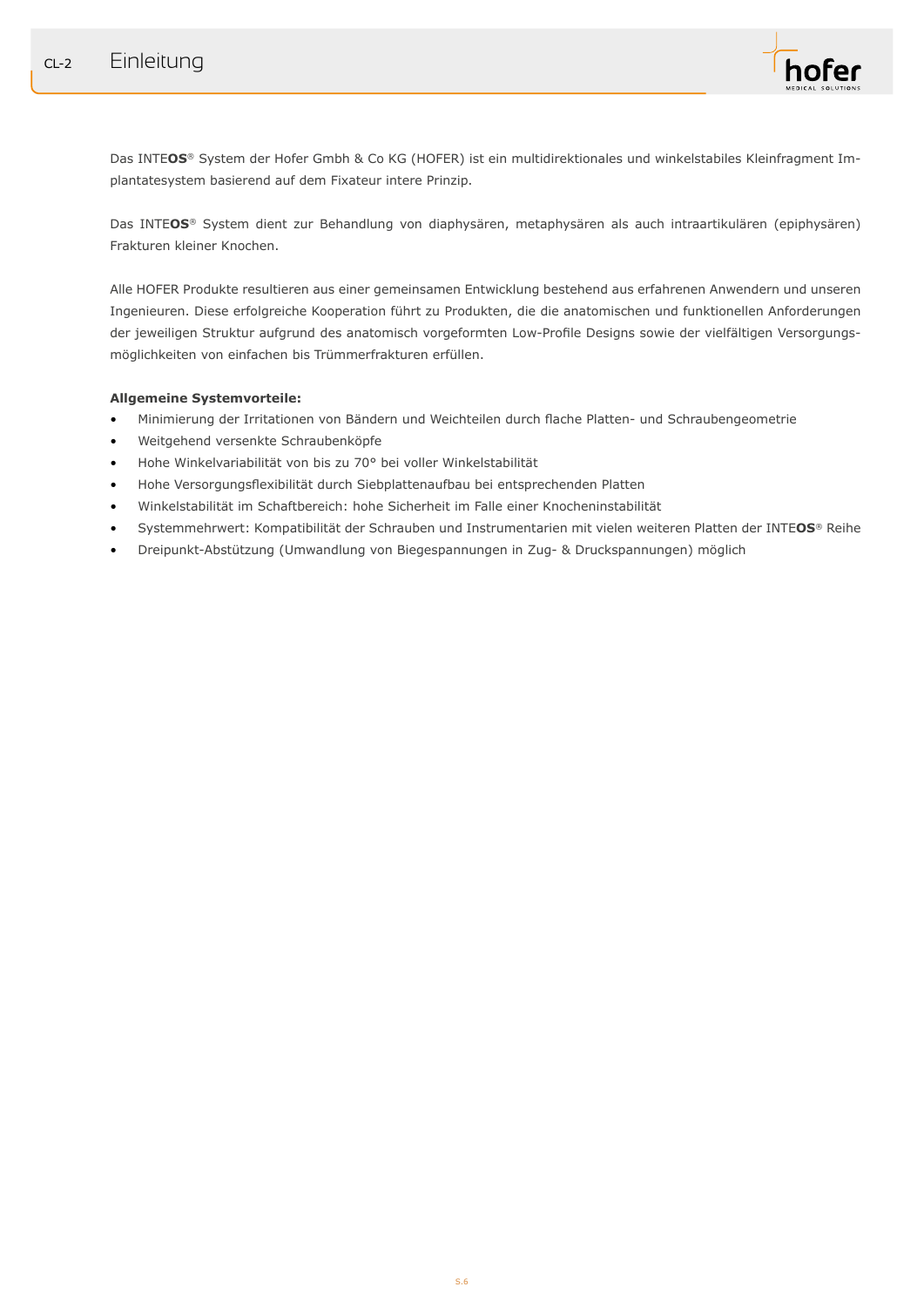# Einleitung

Das INTE**OS**® System der Hofer Gmbh & Co KG (HOFER) ist ein multidirektionales und winkelstabiles Kleinfragment Implantatesystem basierend auf dem Fixateur intere Prinzip.

Das INTE**OS**® System dient zur Behandlung von diaphysären, metaphysären als auch intraartikulären (epiphysären) Frakturen kleiner Knochen.

Alle HOFER Produkte resultieren aus einer gemeinsamen Entwicklung bestehend aus erfahrenen Anwendern und unseren Ingenieuren. Diese erfolgreiche Kooperation führt zu Produkten, die die anatomischen und funktionellen Anforderungen der jeweiligen Struktur aufgrund des anatomisch vorgeformten Low-Profile Designs sowie der vielfältigen Versorgungsmöglichkeiten von einfachen bis Trümmerfrakturen erfüllen.

**Allgemeine Systemvorteile:**

- Minimierung der Irritationen von Bändern und Weichteilen durch flache Platten- und Schraubengeometrie
- Weitgehend versenkte Schraubenköpfe
- Hohe Winkelvariabilität von bis zu 70° bei voller Winkelstabilität
- Hohe Versorgungsflexibilität durch Siebplattenaufbau bei entsprechenden Platten
- Winkelstabilität im Schaftbereich: hohe Sicherheit im Falle einer Knocheninstabilität
- Systemmehrwert: Kompatibilität der Schrauben und Instrumentarien mit vielen weiteren Platten der INTE**OS**® Reihe
- Dreipunkt-Abstützung (Umwandlung von Biegespannungen in Zug- & Druckspannungen) möglich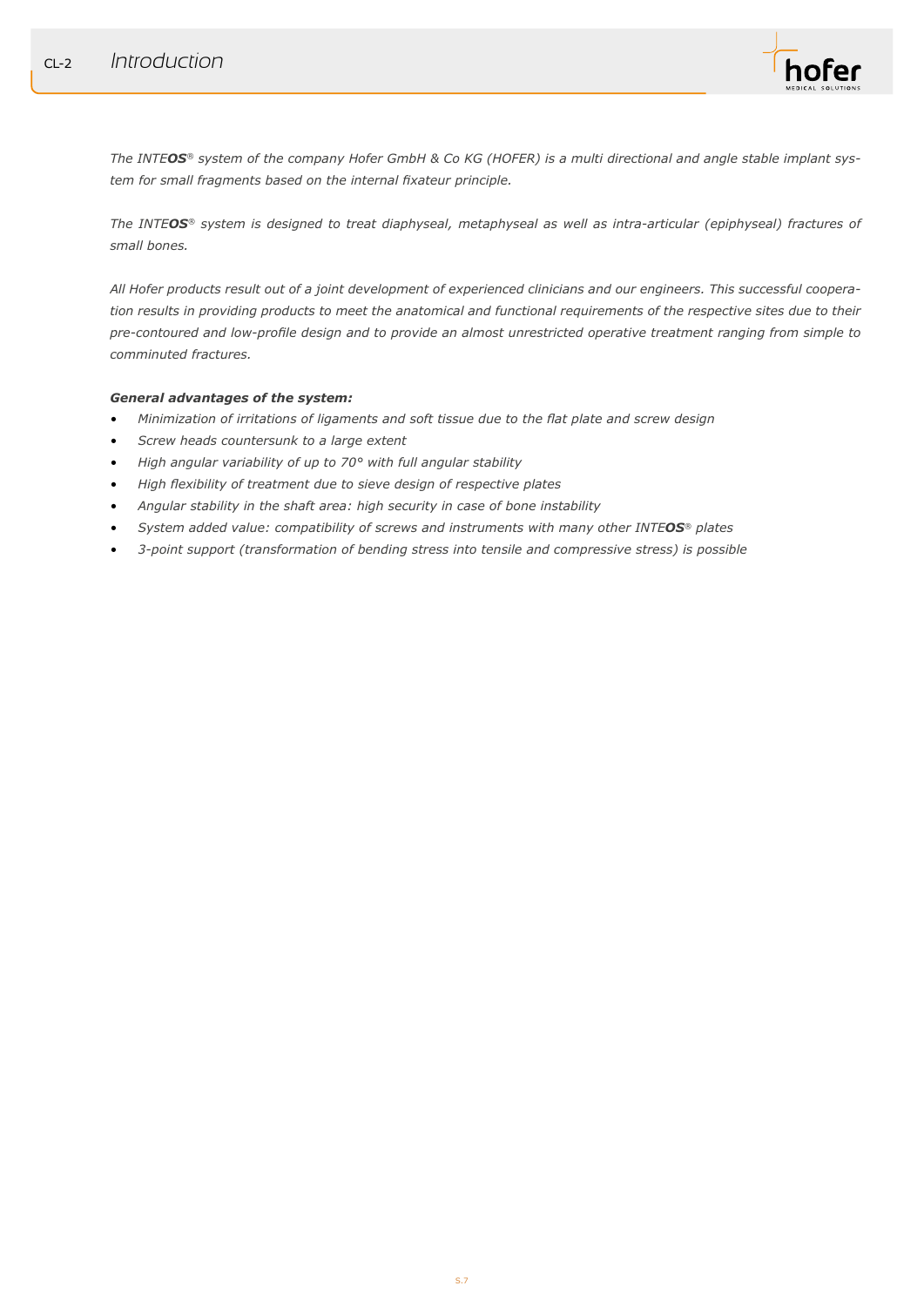# CL-2 Introduction

*The INTE**OS**® system of the company Hofer GmbH & Co KG (HOFER) is a multi directional and angle stable implant system for small fragments based on the internal fixateur principle.*

*The INTE**OS**® system is designed to treat diaphyseal, metaphyseal as well as intra-articular (epiphyseal) fractures of small bones.*

*All Hofer products result out of a joint development of experienced clinicians and our engineers. This successful cooperation results in providing products to meet the anatomical and functional requirements of the respective sites due to their pre-contoured and low-profile design and to provide an almost unrestricted operative treatment ranging from simple to comminuted fractures.*

***General advantages of the system:***

- *Minimization of irritations of ligaments and soft tissue due to the flat plate and screw design*
- *Screw heads countersunk to a large extent*
- *High angular variability of up to 70° with full angular stability*
- *High flexibility of treatment due to sieve design of respective plates*
- *Angular stability in the shaft area: high security in case of bone instability*
- *System added value: compatibility of screws and instruments with many other INTE**OS**® plates*
- *3-point support (transformation of bending stress into tensile and compressive stress) is possible*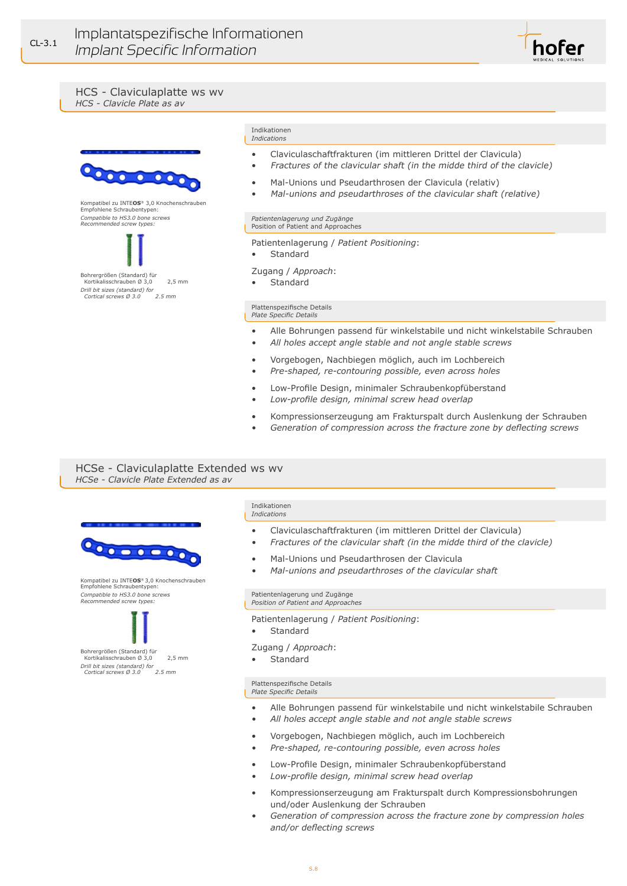# Implantatspezifische Informationen
*Implant Specific Information*

## HCS - Claviculaplatte ws wv
*HCS - Clavicle Plate as av*

Kompatibel zu INTE**OS**® 3,0 Knochenschrauben
Empfohlene Schraubentypen:
*Compatible to HS3.0 bone screws*
*Recommended screw types:*

Bohrergrößen (Standard) für Kortikalisschrauben Ø 3,0 — 2,5 mm
*Drill bit sizes (standard) for Cortical screws Ø 3.0 — 2.5 mm*

### Indikationen
*Indications*

- Claviculaschaftfrakturen (im mittleren Drittel der Clavicula)
- *Fractures of the clavicular shaft (in the midde third of the clavicle)*

- Mal-Unions und Pseudarthrosen der Clavicula (relativ)
- *Mal-unions and pseudarthroses of the clavicular shaft (relative)*

### *Patientenlagerung und Zugänge*
Position of Patient and Approaches

Patientenlagerung / *Patient Positioning*:
- Standard

Zugang / *Approach*:
- Standard

### Plattenspezifische Details
*Plate Specific Details*

- Alle Bohrungen passend für winkelstabile und nicht winkelstabile Schrauben
- *All holes accept angle stable and not angle stable screws*

- Vorgebogen, Nachbiegen möglich, auch im Lochbereich
- *Pre-shaped, re-contouring possible, even across holes*

- Low-Profile Design, minimaler Schraubenkopfüberstand
- *Low-profile design, minimal screw head overlap*

- Kompressionserzeugung am Frakturspalt durch Auslenkung der Schrauben
- *Generation of compression across the fracture zone by deflecting screws*

## HCSe - Claviculaplatte Extended ws wv
*HCSe - Clavicle Plate Extended as av*

Kompatibel zu INTE**OS**® 3,0 Knochenschrauben
Empfohlene Schraubentypen:
*Compatible to HS3.0 bone screws*
*Recommended screw types:*

Bohrergrößen (Standard) für Kortikalisschrauben Ø 3,0 — 2,5 mm
*Drill bit sizes (standard) for Cortical screws Ø 3.0 — 2.5 mm*

### Indikationen
*Indications*

- Claviculaschaftfrakturen (im mittleren Drittel der Clavicula)
- *Fractures of the clavicular shaft (in the midde third of the clavicle)*

- Mal-Unions und Pseudarthrosen der Clavicula
- *Mal-unions and pseudarthroses of the clavicular shaft*

### Patientenlagerung und Zugänge
*Position of Patient and Approaches*

Patientenlagerung / *Patient Positioning*:
- Standard

Zugang / *Approach*:
- Standard

### Plattenspezifische Details
*Plate Specific Details*

- Alle Bohrungen passend für winkelstabile und nicht winkelstabile Schrauben
- *All holes accept angle stable and not angle stable screws*

- Vorgebogen, Nachbiegen möglich, auch im Lochbereich
- *Pre-shaped, re-contouring possible, even across holes*

- Low-Profile Design, minimaler Schraubenkopfüberstand
- *Low-profile design, minimal screw head overlap*

- Kompressionserzeugung am Frakturspalt durch Kompressionsbohrungen und/oder Auslenkung der Schrauben
- *Generation of compression across the fracture zone by compression holes and/or deflecting screws*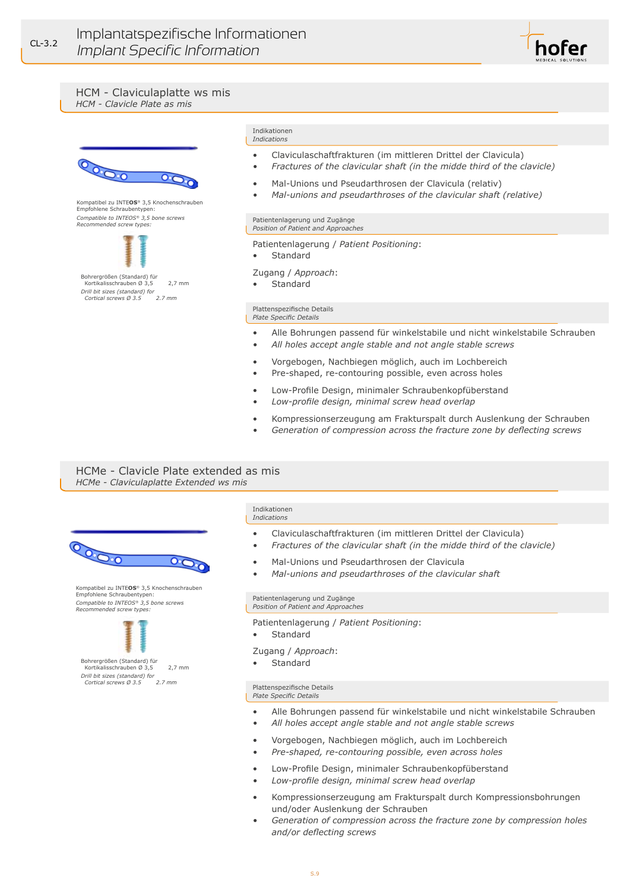## HCM - Claviculaplatte ws mis
*HCM - Clavicle Plate as mis*

Kompatibel zu INTEOS® 3,5 Knochenschrauben
Empfohlene Schraubentypen:
*Compatible to INTEOS® 3,5 bone screws*
*Recommended screw types:*

Bohrergrößen (Standard) für Kortikalisschrauben Ø 3,5 — 2,7 mm
*Drill bit sizes (standard) for Cortical screws Ø 3.5 — 2.7 mm*

### Indikationen
*Indications*

- Claviculaschaftfrakturen (im mittleren Drittel der Clavicula)
- *Fractures of the clavicular shaft (in the midde third of the clavicle)*
- Mal-Unions und Pseudarthrosen der Clavicula (relativ)
- *Mal-unions and pseudarthroses of the clavicular shaft (relative)*

### Patientenlagerung und Zugänge
*Position of Patient and Approaches*

Patientenlagerung / *Patient Positioning*:
- Standard

Zugang / *Approach*:
- Standard

### Plattenspezifische Details
*Plate Specific Details*

- Alle Bohrungen passend für winkelstabile und nicht winkelstabile Schrauben
- *All holes accept angle stable and not angle stable screws*
- Vorgebogen, Nachbiegen möglich, auch im Lochbereich
- Pre-shaped, re-contouring possible, even across holes
- Low-Profile Design, minimaler Schraubenkopfüberstand
- *Low-profile design, minimal screw head overlap*
- Kompressionserzeugung am Frakturspalt durch Auslenkung der Schrauben
- *Generation of compression across the fracture zone by deflecting screws*

## HCMe - Clavicle Plate extended as mis
*HCMe - Claviculaplatte Extended ws mis*

Kompatibel zu INTEOS® 3,5 Knochenschrauben
Empfohlene Schraubentypen:
*Compatible to INTEOS® 3,5 bone screws*
*Recommended screw types:*

Bohrergrößen (Standard) für Kortikalisschrauben Ø 3,5 — 2,7 mm
*Drill bit sizes (standard) for Cortical screws Ø 3.5 — 2.7 mm*

### Indikationen
*Indications*

- Claviculaschaftfrakturen (im mittleren Drittel der Clavicula)
- *Fractures of the clavicular shaft (in the midde third of the clavicle)*
- Mal-Unions und Pseudarthrosen der Clavicula
- *Mal-unions and pseudarthroses of the clavicular shaft*

### Patientenlagerung und Zugänge
*Position of Patient and Approaches*

Patientenlagerung / *Patient Positioning*:
- Standard

Zugang / *Approach*:
- Standard

### Plattenspezifische Details
*Plate Specific Details*

- Alle Bohrungen passend für winkelstabile und nicht winkelstabile Schrauben
- *All holes accept angle stable and not angle stable screws*
- Vorgebogen, Nachbiegen möglich, auch im Lochbereich
- *Pre-shaped, re-contouring possible, even across holes*
- Low-Profile Design, minimaler Schraubenkopfüberstand
- *Low-profile design, minimal screw head overlap*
- Kompressionserzeugung am Frakturspalt durch Kompressionsbohrungen und/oder Auslenkung der Schrauben
- *Generation of compression across the fracture zone by compression holes and/or deflecting screws*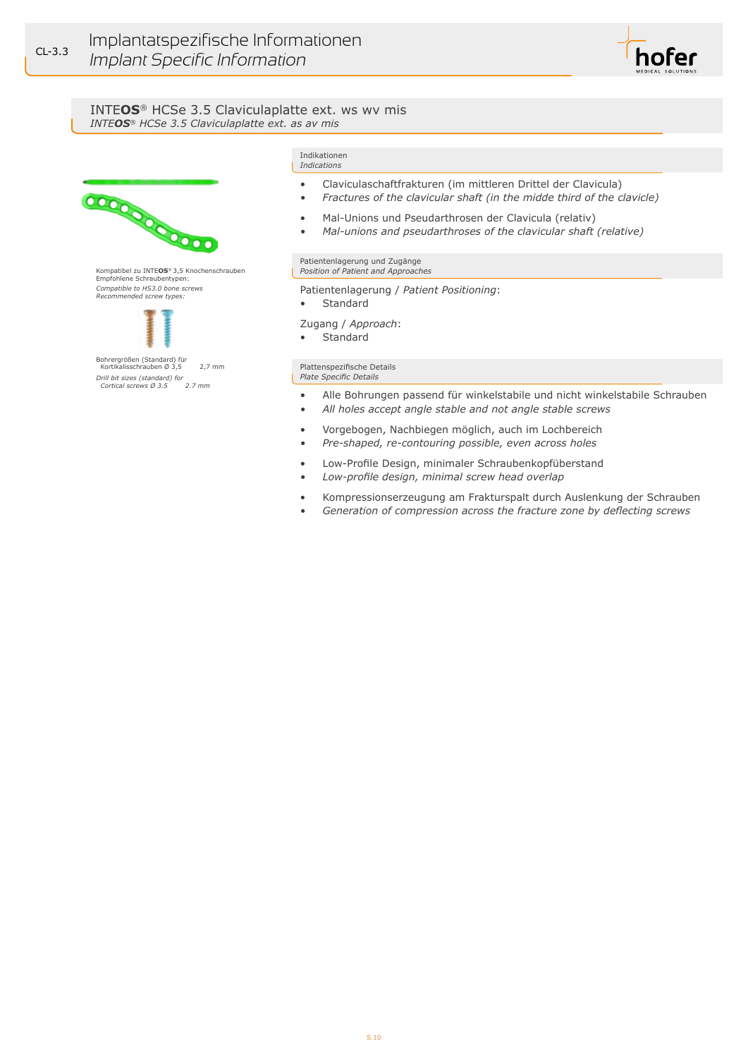# INTEOS® HCSe 3.5 Claviculaplatte ext. ws wv mis

*INTEOS® HCSe 3.5 Claviculaplatte ext. as av mis*

Kompatibel zu INTEOS® 3,5 Knochenschrauben
Empfohlene Schraubentypen:
*Compatible to HS3.0 bone screws*
*Recommended screw types:*

Bohrergrößen (Standard) für
Kortikalisschrauben Ø 3,5 — 2,7 mm
*Drill bit sizes (standard) for*
*Cortical screws Ø 3.5 — 2.7 mm*

## Indikationen
*Indications*

- Claviculaschaftfrakturen (im mittleren Drittel der Clavicula)
- *Fractures of the clavicular shaft (in the midde third of the clavicle)*
- Mal-Unions und Pseudarthrosen der Clavicula (relativ)
- *Mal-unions and pseudarthroses of the clavicular shaft (relative)*

## Patientenlagerung und Zugänge
*Position of Patient and Approaches*

Patientenlagerung / *Patient Positioning*:

- Standard

Zugang / *Approach*:

- Standard

## Plattenspezifische Details
*Plate Specific Details*

- Alle Bohrungen passend für winkelstabile und nicht winkelstabile Schrauben
- *All holes accept angle stable and not angle stable screws*
- Vorgebogen, Nachbiegen möglich, auch im Lochbereich
- *Pre-shaped, re-contouring possible, even across holes*
- Low-Profile Design, minimaler Schraubenkopfüberstand
- *Low-profile design, minimal screw head overlap*
- Kompressionserzeugung am Frakturspalt durch Auslenkung der Schrauben
- *Generation of compression across the fracture zone by deflecting screws*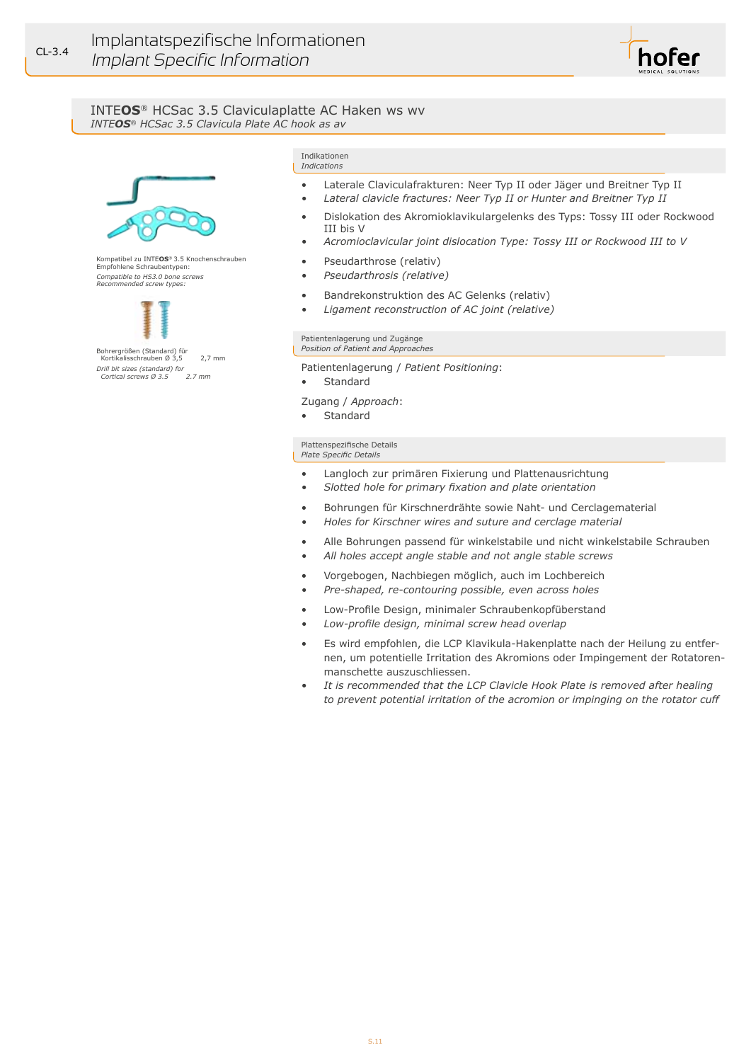# INTEOS® HCSac 3.5 Claviculaplatte AC Haken ws wv

*INTEOS® HCSac 3.5 Clavicula Plate AC hook as av*

Kompatibel zu INTEOS® 3.5 Knochenschrauben
Empfohlene Schraubentypen:
*Compatible to HS3.0 bone screws*
*Recommended screw types:*

Bohrergrößen (Standard) für Kortikalisschrauben Ø 3,5 — 2,7 mm
*Drill bit sizes (standard) for Cortical screws Ø 3.5 — 2.7 mm*

## Indikationen
*Indications*

- Laterale Claviculafrakturen: Neer Typ II oder Jäger und Breitner Typ II
- *Lateral clavicle fractures: Neer Typ II or Hunter and Breitner Typ II*
- Dislokation des Akromioklavikulargelenks des Typs: Tossy III oder Rockwood III bis V
- *Acromioclavicular joint dislocation Type: Tossy III or Rockwood III to V*
- Pseudarthrose (relativ)
- *Pseudarthrosis (relative)*
- Bandrekonstruktion des AC Gelenks (relativ)
- *Ligament reconstruction of AC joint (relative)*

## Patientenlagerung und Zugänge
*Position of Patient and Approaches*

Patientenlagerung / *Patient Positioning*:
- Standard

Zugang / *Approach*:
- Standard

## Plattenspezifische Details
*Plate Specific Details*

- Langloch zur primären Fixierung und Plattenausrichtung
- *Slotted hole for primary fixation and plate orientation*
- Bohrungen für Kirschnerdrähte sowie Naht- und Cerclagematerial
- *Holes for Kirschner wires and suture and cerclage material*
- Alle Bohrungen passend für winkelstabile und nicht winkelstabile Schrauben
- *All holes accept angle stable and not angle stable screws*
- Vorgebogen, Nachbiegen möglich, auch im Lochbereich
- *Pre-shaped, re-contouring possible, even across holes*
- Low-Profile Design, minimaler Schraubenkopfüberstand
- *Low-profile design, minimal screw head overlap*
- Es wird empfohlen, die LCP Klavikula-Hakenplatte nach der Heilung zu entfernen, um potentielle Irritation des Akromions oder Impingement der Rotatorenmanschette auszuschliessen.
- *It is recommended that the LCP Clavicle Hook Plate is removed after healing to prevent potential irritation of the acromion or impinging on the rotator cuff*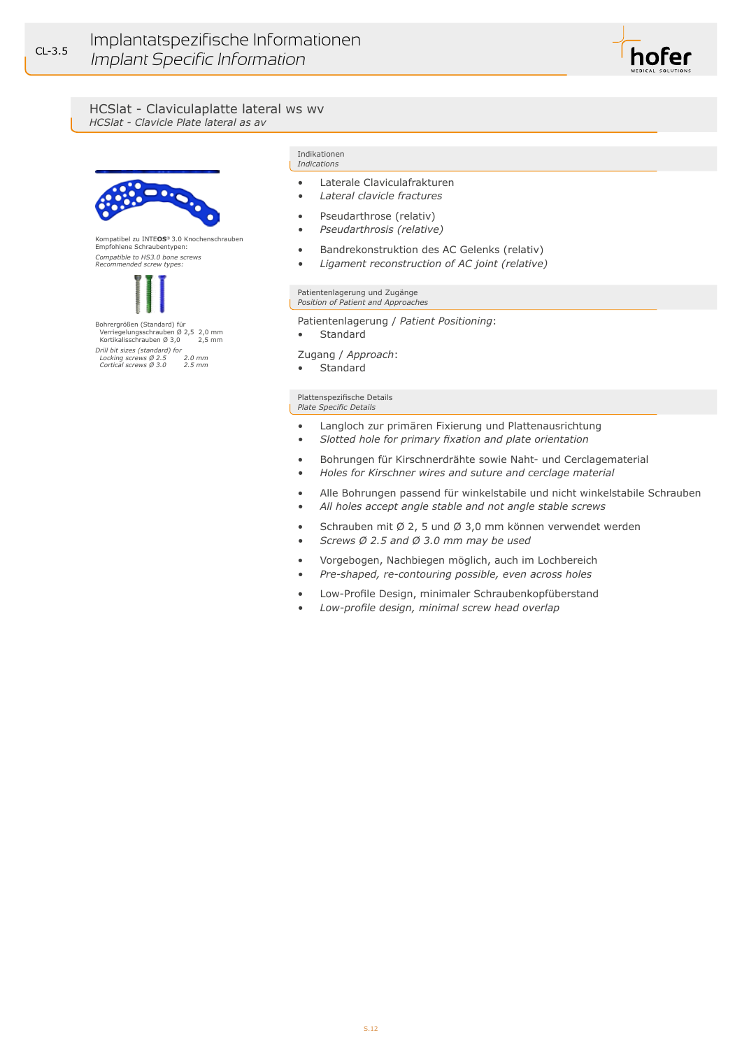# Implantatspezifische Informationen
*Implant Specific Information*

CL-3.5

## HCSlat - Claviculaplatte lateral ws wv
*HCSlat - Clavicle Plate lateral as av*

Kompatibel zu INTE**OS**® 3.0 Knochenschrauben
Empfohlene Schraubentypen:
*Compatible to HS3.0 bone screws*
*Recommended screw types:*

Bohrergrößen (Standard) für

| | |
|---|---|
| Verriegelungsschrauben Ø 2,5 | 2,0 mm |
| Kortikalisschrauben Ø 3,0 | 2,5 mm |

*Drill bit sizes (standard) for*

| | |
|---|---|
| *Locking screws Ø 2.5* | *2.0 mm* |
| *Cortical screws Ø 3.0* | *2.5 mm* |

### Indikationen
*Indications*

- Laterale Claviculafrakturen
- *Lateral clavicle fractures*
- Pseudarthrose (relativ)
- *Pseudarthrosis (relative)*
- Bandrekonstruktion des AC Gelenks (relativ)
- *Ligament reconstruction of AC joint (relative)*

### Patientenlagerung und Zugänge
*Position of Patient and Approaches*

Patientenlagerung / *Patient Positioning*:
- Standard

Zugang / *Approach*:
- Standard

### Plattenspezifische Details
*Plate Specific Details*

- Langloch zur primären Fixierung und Plattenausrichtung
- *Slotted hole for primary fixation and plate orientation*
- Bohrungen für Kirschnerdrähte sowie Naht- und Cerclagematerial
- *Holes for Kirschner wires and suture and cerclage material*
- Alle Bohrungen passend für winkelstabile und nicht winkelstabile Schrauben
- *All holes accept angle stable and not angle stable screws*
- Schrauben mit Ø 2, 5 und Ø 3,0 mm können verwendet werden
- *Screws Ø 2.5 and Ø 3.0 mm may be used*
- Vorgebogen, Nachbiegen möglich, auch im Lochbereich
- *Pre-shaped, re-contouring possible, even across holes*
- Low-Profile Design, minimaler Schraubenkopfüberstand
- *Low-profile design, minimal screw head overlap*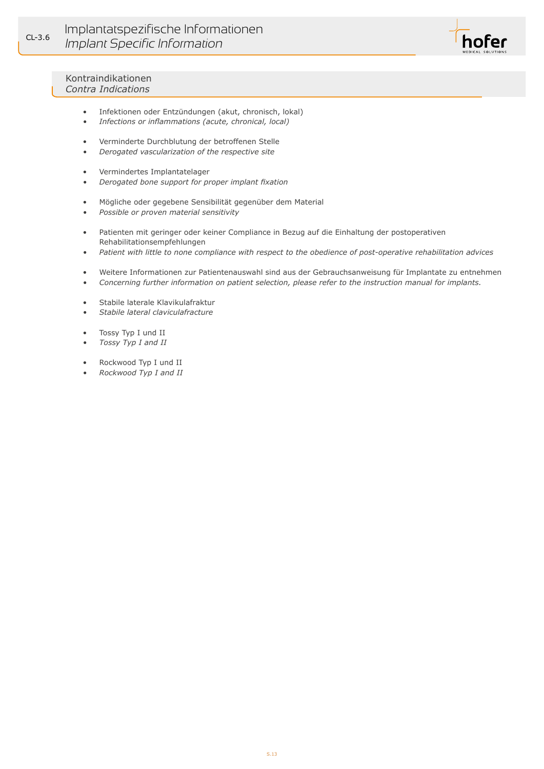# CL-3.6 Implantatspezifische Informationen
# *Implant Specific Information*

## Kontraindikationen
## *Contra Indications*

- Infektionen oder Entzündungen (akut, chronisch, lokal)
- *Infections or inflammations (acute, chronical, local)*

- Verminderte Durchblutung der betroffenen Stelle
- *Derogated vascularization of the respective site*

- Vermindertes Implantatelager
- *Derogated bone support for proper implant fixation*

- Mögliche oder gegebene Sensibilität gegenüber dem Material
- *Possible or proven material sensitivity*

- Patienten mit geringer oder keiner Compliance in Bezug auf die Einhaltung der postoperativen Rehabilitationsempfehlungen
- *Patient with little to none compliance with respect to the obedience of post-operative rehabilitation advices*

- Weitere Informationen zur Patientenauswahl sind aus der Gebrauchsanweisung für Implantate zu entnehmen
- *Concerning further information on patient selection, please refer to the instruction manual for implants.*

- Stabile laterale Klavikulafraktur
- *Stabile lateral claviculafracture*

- Tossy Typ I und II
- *Tossy Typ I and II*

- Rockwood Typ I und II
- *Rockwood Typ I and II*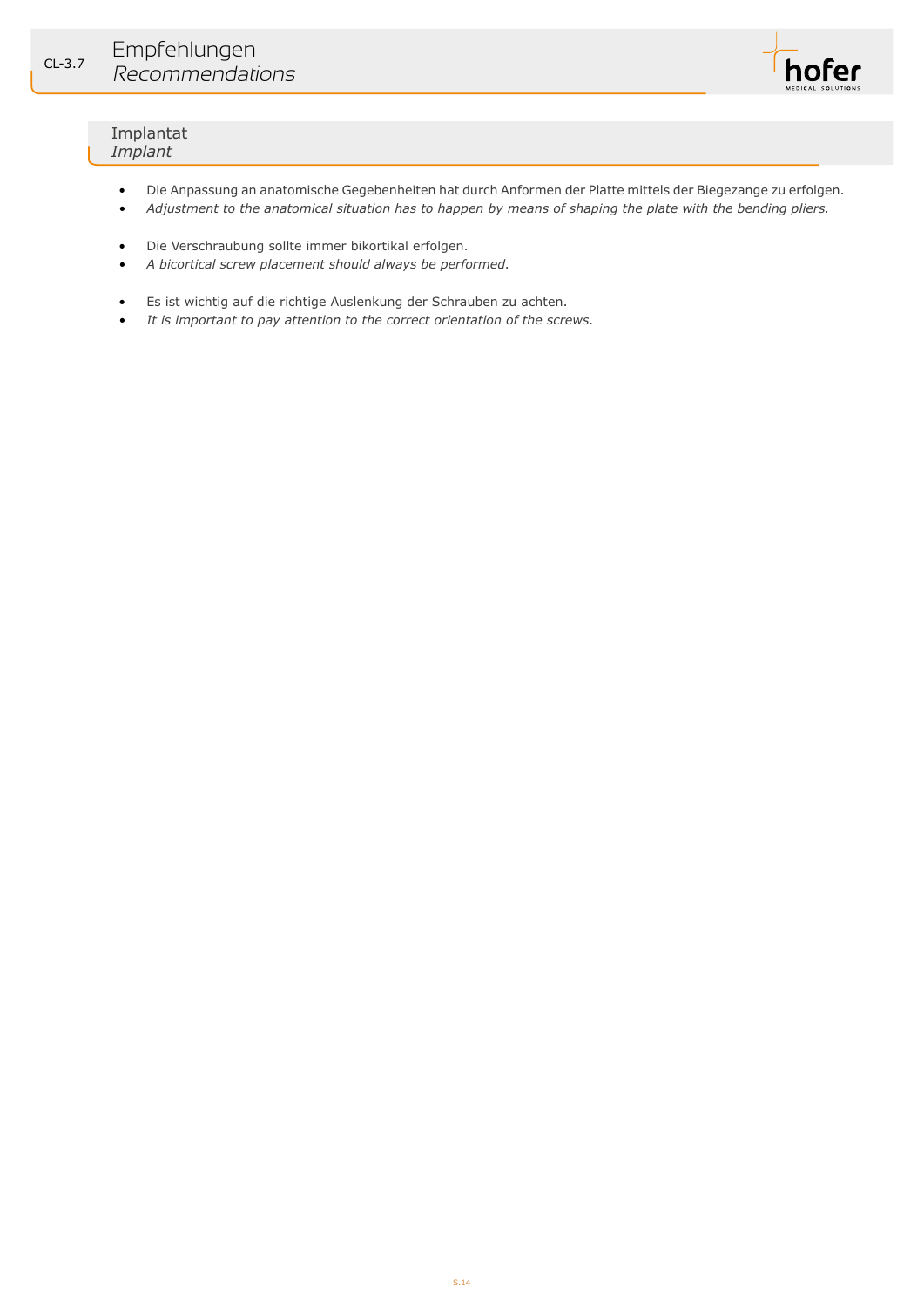## CL-3.7 Empfehlungen
## *Recommendations*

### Implantat
### *Implant*

- Die Anpassung an anatomische Gegebenheiten hat durch Anformen der Platte mittels der Biegezange zu erfolgen.
- *Adjustment to the anatomical situation has to happen by means of shaping the plate with the bending pliers.*

- Die Verschraubung sollte immer bikortikal erfolgen.
- *A bicortical screw placement should always be performed.*

- Es ist wichtig auf die richtige Auslenkung der Schrauben zu achten.
- *It is important to pay attention to the correct orientation of the screws.*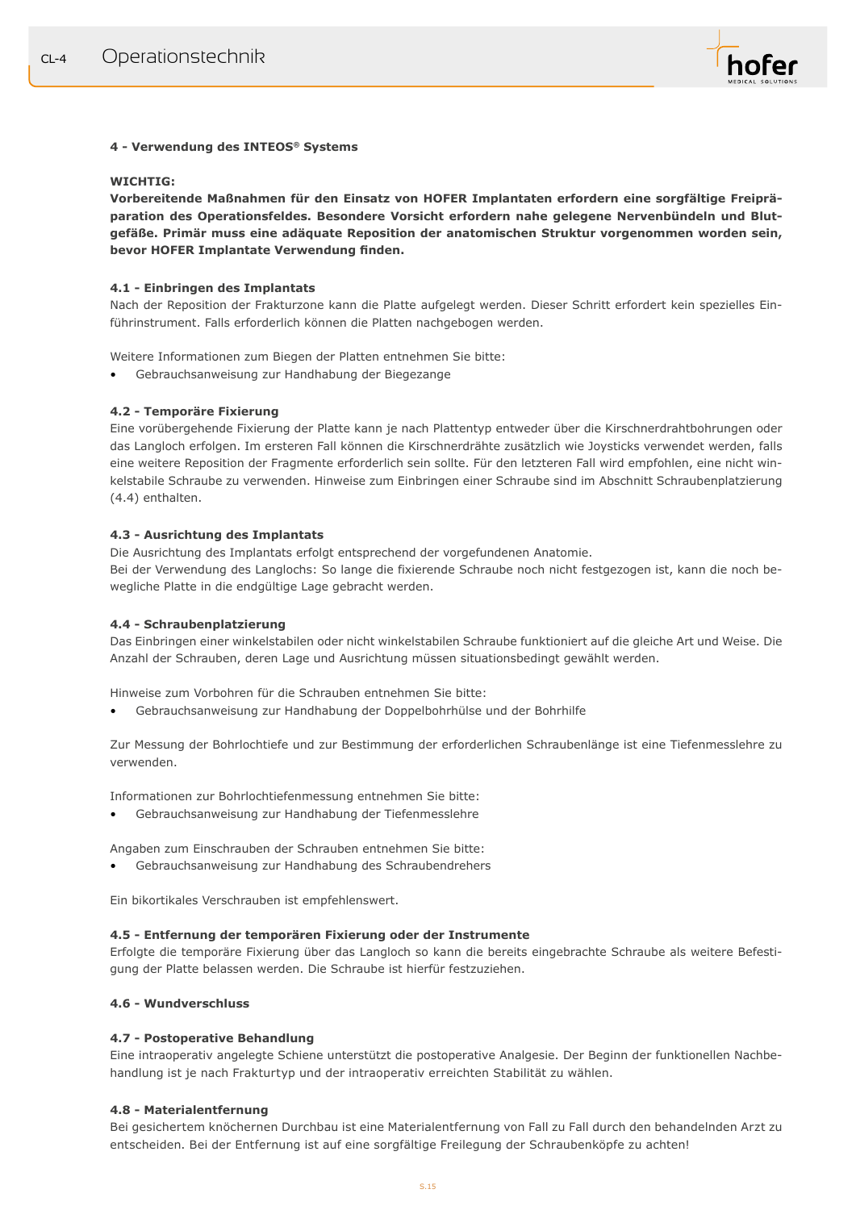### 4 - Verwendung des INTEOS® Systems

**WICHTIG:**
**Vorbereitende Maßnahmen für den Einsatz von HOFER Implantaten erfordern eine sorgfältige Freipräparation des Operationsfeldes. Besondere Vorsicht erfordern nahe gelegene Nervenbündeln und Blutgefäße. Primär muss eine adäquate Reposition der anatomischen Struktur vorgenommen worden sein, bevor HOFER Implantate Verwendung finden.**

#### 4.1 - Einbringen des Implantats

Nach der Reposition der Frakturzone kann die Platte aufgelegt werden. Dieser Schritt erfordert kein spezielles Einführinstrument. Falls erforderlich können die Platten nachgebogen werden.

Weitere Informationen zum Biegen der Platten entnehmen Sie bitte:

- Gebrauchsanweisung zur Handhabung der Biegezange

#### 4.2 - Temporäre Fixierung

Eine vorübergehende Fixierung der Platte kann je nach Plattentyp entweder über die Kirschnerdrahtbohrungen oder das Langloch erfolgen. Im ersteren Fall können die Kirschnerdrähte zusätzlich wie Joysticks verwendet werden, falls eine weitere Reposition der Fragmente erforderlich sein sollte. Für den letzteren Fall wird empfohlen, eine nicht winkelstabile Schraube zu verwenden. Hinweise zum Einbringen einer Schraube sind im Abschnitt Schraubenplatzierung (4.4) enthalten.

#### 4.3 - Ausrichtung des Implantats

Die Ausrichtung des Implantats erfolgt entsprechend der vorgefundenen Anatomie.
Bei der Verwendung des Langlochs: So lange die fixierende Schraube noch nicht festgezogen ist, kann die noch bewegliche Platte in die endgültige Lage gebracht werden.

#### 4.4 - Schraubenplatzierung

Das Einbringen einer winkelstabilen oder nicht winkelstabilen Schraube funktioniert auf die gleiche Art und Weise. Die Anzahl der Schrauben, deren Lage und Ausrichtung müssen situationsbedingt gewählt werden.

Hinweise zum Vorbohren für die Schrauben entnehmen Sie bitte:

- Gebrauchsanweisung zur Handhabung der Doppelbohrhülse und der Bohrhilfe

Zur Messung der Bohrlochtiefe und zur Bestimmung der erforderlichen Schraubenlänge ist eine Tiefenmesslehre zu verwenden.

Informationen zur Bohrlochtiefenmessung entnehmen Sie bitte:

- Gebrauchsanweisung zur Handhabung der Tiefenmesslehre

Angaben zum Einschrauben der Schrauben entnehmen Sie bitte:

- Gebrauchsanweisung zur Handhabung des Schraubendrehers

Ein bikortikales Verschrauben ist empfehlenswert.

#### 4.5 - Entfernung der temporären Fixierung oder der Instrumente

Erfolgte die temporäre Fixierung über das Langloch so kann die bereits eingebrachte Schraube als weitere Befestigung der Platte belassen werden. Die Schraube ist hierfür festzuziehen.

#### 4.6 - Wundverschluss

#### 4.7 - Postoperative Behandlung

Eine intraoperativ angelegte Schiene unterstützt die postoperative Analgesie. Der Beginn der funktionellen Nachbehandlung ist je nach Frakturtyp und der intraoperativ erreichten Stabilität zu wählen.

#### 4.8 - Materialentfernung

Bei gesichertem knöchernen Durchbau ist eine Materialentfernung von Fall zu Fall durch den behandelnden Arzt zu entscheiden. Bei der Entfernung ist auf eine sorgfältige Freilegung der Schraubenköpfe zu achten!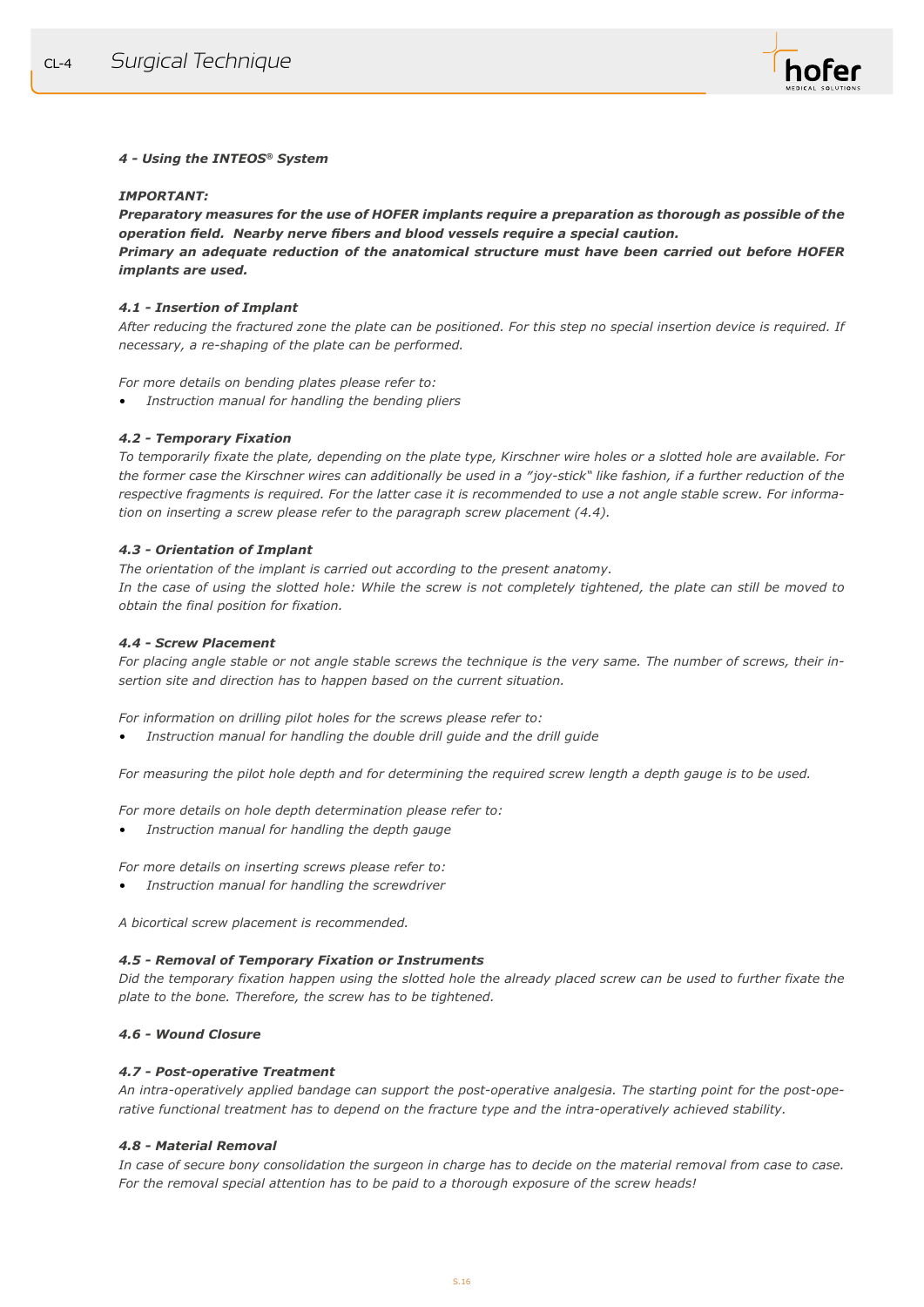## *4 - Using the INTEOS® System*

***IMPORTANT:***

***Preparatory measures for the use of HOFER implants require a preparation as thorough as possible of the operation field. Nearby nerve fibers and blood vessels require a special caution.***

***Primary an adequate reduction of the anatomical structure must have been carried out before HOFER implants are used.***

### *4.1 - Insertion of Implant*

*After reducing the fractured zone the plate can be positioned. For this step no special insertion device is required. If necessary, a re-shaping of the plate can be performed.*

*For more details on bending plates please refer to:*

- *Instruction manual for handling the bending pliers*

### *4.2 - Temporary Fixation*

*To temporarily fixate the plate, depending on the plate type, Kirschner wire holes or a slotted hole are available. For the former case the Kirschner wires can additionally be used in a "joy-stick" like fashion, if a further reduction of the respective fragments is required. For the latter case it is recommended to use a not angle stable screw. For information on inserting a screw please refer to the paragraph screw placement (4.4).*

### *4.3 - Orientation of Implant*

*The orientation of the implant is carried out according to the present anatomy.*
*In the case of using the slotted hole: While the screw is not completely tightened, the plate can still be moved to obtain the final position for fixation.*

### *4.4 - Screw Placement*

*For placing angle stable or not angle stable screws the technique is the very same. The number of screws, their insertion site and direction has to happen based on the current situation.*

*For information on drilling pilot holes for the screws please refer to:*

- *Instruction manual for handling the double drill guide and the drill guide*

*For measuring the pilot hole depth and for determining the required screw length a depth gauge is to be used.*

*For more details on hole depth determination please refer to:*

- *Instruction manual for handling the depth gauge*

*For more details on inserting screws please refer to:*

- *Instruction manual for handling the screwdriver*

*A bicortical screw placement is recommended.*

### *4.5 - Removal of Temporary Fixation or Instruments*

*Did the temporary fixation happen using the slotted hole the already placed screw can be used to further fixate the plate to the bone. Therefore, the screw has to be tightened.*

### *4.6 - Wound Closure*

### *4.7 - Post-operative Treatment*

*An intra-operatively applied bandage can support the post-operative analgesia. The starting point for the post-operative functional treatment has to depend on the fracture type and the intra-operatively achieved stability.*

### *4.8 - Material Removal*

*In case of secure bony consolidation the surgeon in charge has to decide on the material removal from case to case. For the removal special attention has to be paid to a thorough exposure of the screw heads!*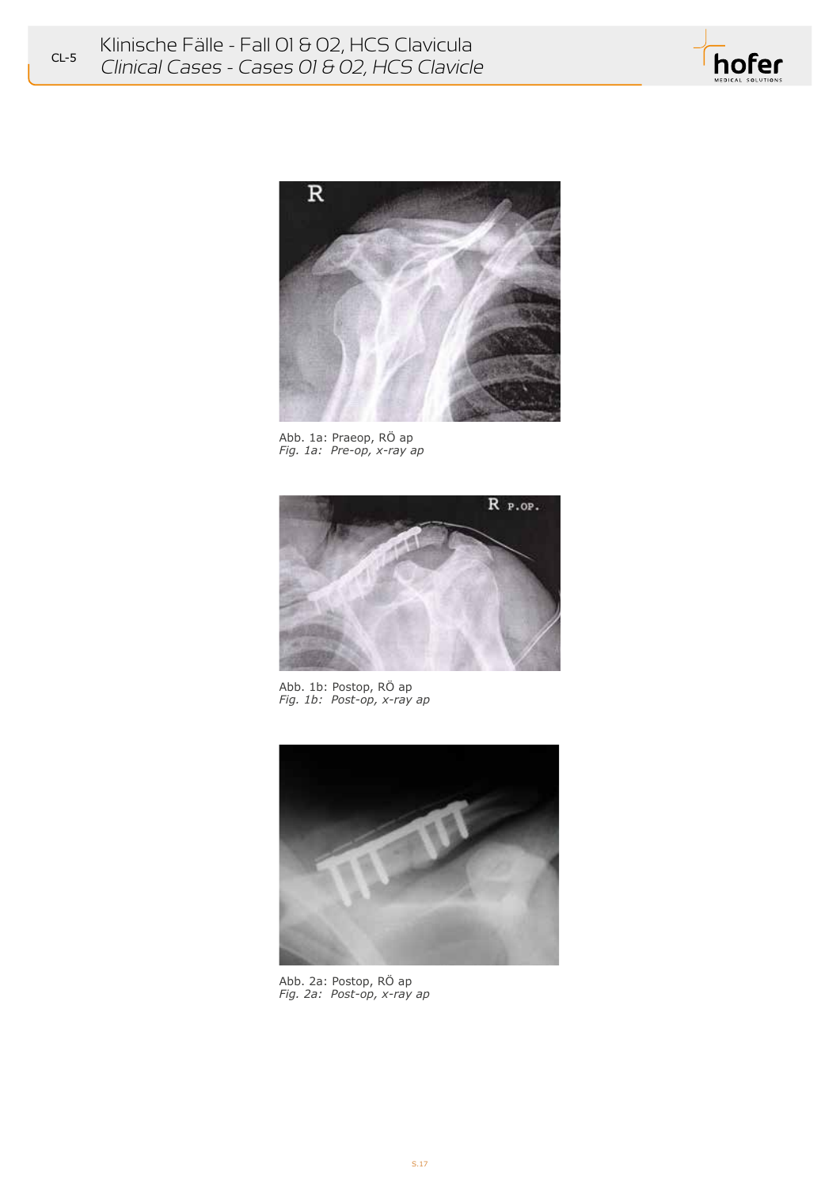# Klinische Fälle - Fall 01 & 02, HCS Clavicula
# *Clinical Cases - Cases 01 & 02, HCS Clavicle*

Abb. 1a: Praeop, RÖ ap
*Fig. 1a: Pre-op, x-ray ap*

Abb. 1b: Postop, RÖ ap
*Fig. 1b: Post-op, x-ray ap*

Abb. 2a: Postop, RÖ ap
*Fig. 2a: Post-op, x-ray ap*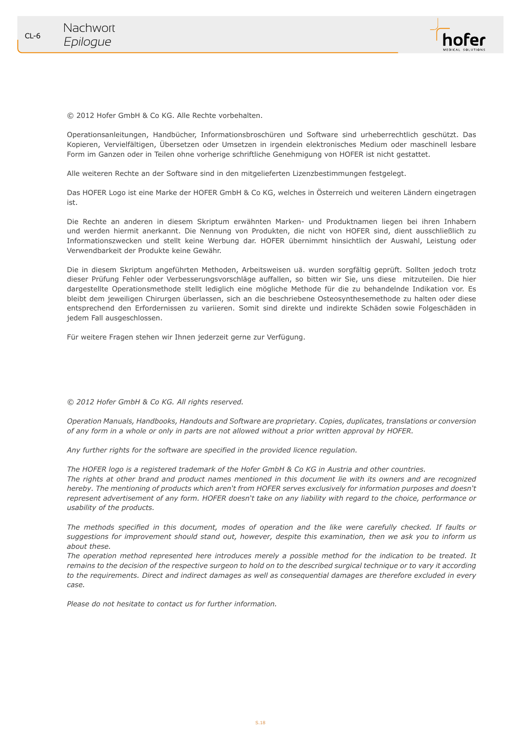# Nachwort
## *Epilogue*

© 2012 Hofer GmbH & Co KG. Alle Rechte vorbehalten.

Operationsanleitungen, Handbücher, Informationsbroschüren und Software sind urheberrechtlich geschützt. Das Kopieren, Vervielfältigen, Übersetzen oder Umsetzen in irgendein elektronisches Medium oder maschinell lesbare Form im Ganzen oder in Teilen ohne vorherige schriftliche Genehmigung von HOFER ist nicht gestattet.

Alle weiteren Rechte an der Software sind in den mitgelieferten Lizenzbestimmungen festgelegt.

Das HOFER Logo ist eine Marke der HOFER GmbH & Co KG, welches in Österreich und weiteren Ländern eingetragen ist.

Die Rechte an anderen in diesem Skriptum erwähnten Marken- und Produktnamen liegen bei ihren Inhabern und werden hiermit anerkannt. Die Nennung von Produkten, die nicht von HOFER sind, dient ausschließlich zu Informationszwecken und stellt keine Werbung dar. HOFER übernimmt hinsichtlich der Auswahl, Leistung oder Verwendbarkeit der Produkte keine Gewähr.

Die in diesem Skriptum angeführten Methoden, Arbeitsweisen uä. wurden sorgfältig geprüft. Sollten jedoch trotz dieser Prüfung Fehler oder Verbesserungsvorschläge auffallen, so bitten wir Sie, uns diese mitzuteilen. Die hier dargestellte Operationsmethode stellt lediglich eine mögliche Methode für die zu behandelnde Indikation vor. Es bleibt dem jeweiligen Chirurgen überlassen, sich an die beschriebene Osteosynthesemethode zu halten oder diese entsprechend den Erfordernissen zu variieren. Somit sind direkte und indirekte Schäden sowie Folgeschäden in jedem Fall ausgeschlossen.

Für weitere Fragen stehen wir Ihnen jederzeit gerne zur Verfügung.

*© 2012 Hofer GmbH & Co KG. All rights reserved.*

*Operation Manuals, Handbooks, Handouts and Software are proprietary. Copies, duplicates, translations or conversion of any form in a whole or only in parts are not allowed without a prior written approval by HOFER.*

*Any further rights for the software are specified in the provided licence regulation.*

*The HOFER logo is a registered trademark of the Hofer GmbH & Co KG in Austria and other countries.*
*The rights at other brand and product names mentioned in this document lie with its owners and are recognized hereby. The mentioning of products which aren't from HOFER serves exclusively for information purposes and doesn't represent advertisement of any form. HOFER doesn't take on any liability with regard to the choice, performance or usability of the products.*

*The methods specified in this document, modes of operation and the like were carefully checked. If faults or suggestions for improvement should stand out, however, despite this examination, then we ask you to inform us about these.*
*The operation method represented here introduces merely a possible method for the indication to be treated. It remains to the decision of the respective surgeon to hold on to the described surgical technique or to vary it according to the requirements. Direct and indirect damages as well as consequential damages are therefore excluded in every case.*

*Please do not hesitate to contact us for further information.*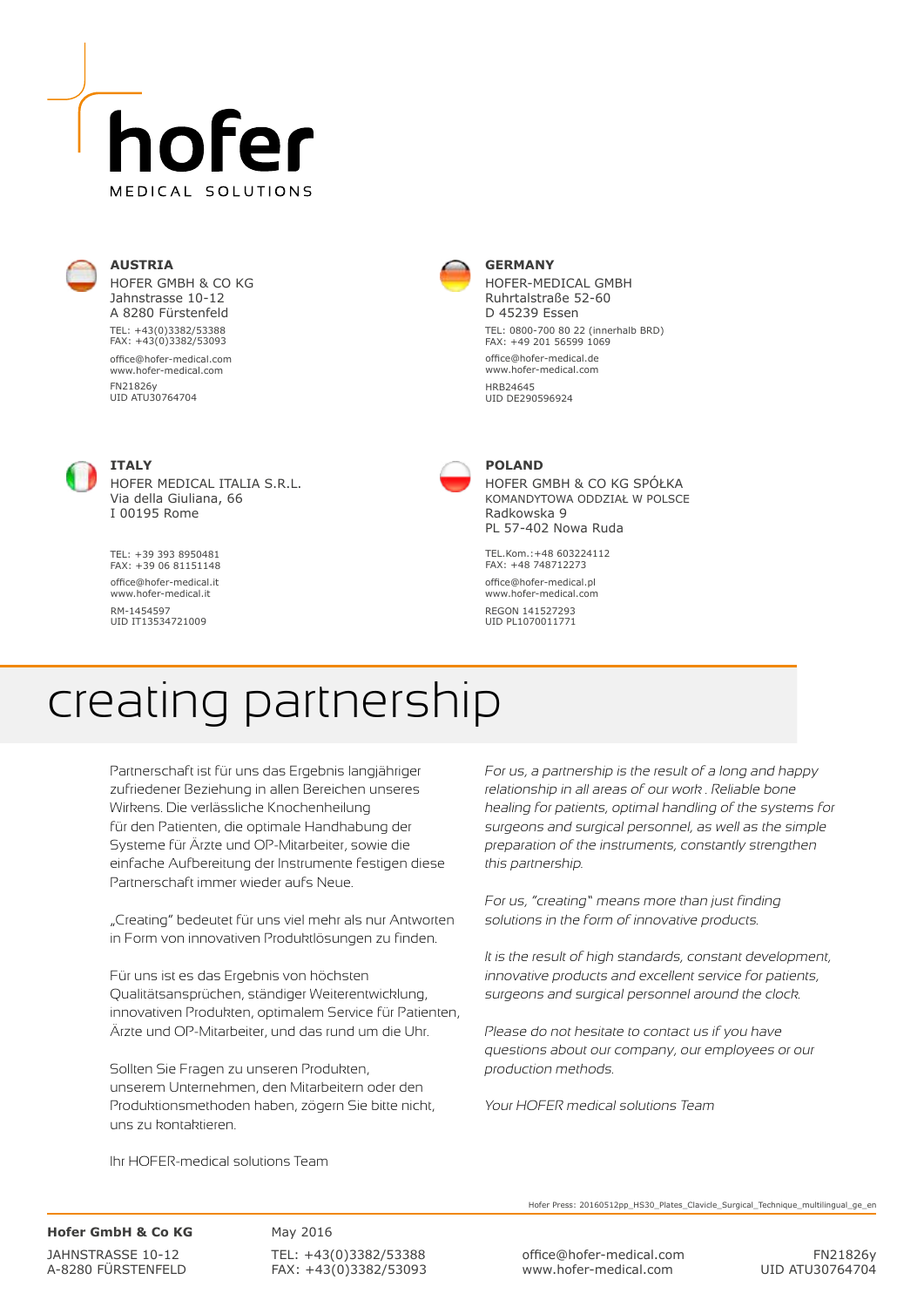hofer

MEDICAL SOLUTIONS

**AUSTRIA**
HOFER GMBH & CO KG
Jahnstrasse 10-12
A 8280 Fürstenfeld

TEL: +43(0)3382/53388
FAX: +43(0)3382/53093

office@hofer-medical.com
www.hofer-medical.com

FN21826y
UID ATU30764704

**GERMANY**
HOFER-MEDICAL GMBH
Ruhrtalstraße 52-60
D 45239 Essen

TEL: 0800-700 80 22 (innerhalb BRD)
FAX: +49 201 56599 1069

office@hofer-medical.de
www.hofer-medical.com

HRB24645
UID DE290596924

**ITALY**
HOFER MEDICAL ITALIA S.R.L.
Via della Giuliana, 66
I 00195 Rome

TEL: +39 393 8950481
FAX: +39 06 81151148

office@hofer-medical.it
www.hofer-medical.it

RM-1454597
UID IT13534721009

**POLAND**
HOFER GMBH & CO KG SPÓŁKA
KOMANDYTOWA ODDZIAŁ W POLSCE
Radkowska 9
PL 57-402 Nowa Ruda

TEL.Kom.:+48 603224112
FAX: +48 748712273

office@hofer-medical.pl
www.hofer-medical.com

REGON 141527293
UID PL1070011771

# creating partnership

Partnerschaft ist für uns das Ergebnis langjähriger zufriedener Beziehung in allen Bereichen unseres Wirkens. Die verlässliche Knochenheilung für den Patienten, die optimale Handhabung der Systeme für Ärzte und OP-Mitarbeiter, sowie die einfache Aufbereitung der Instrumente festigen diese Partnerschaft immer wieder aufs Neue.

„Creating" bedeutet für uns viel mehr als nur Antworten in Form von innovativen Produktlösungen zu finden.

Für uns ist es das Ergebnis von höchsten Qualitätsansprüchen, ständiger Weiterentwicklung, innovativen Produkten, optimalem Service für Patienten, Ärzte und OP-Mitarbeiter, und das rund um die Uhr.

Sollten Sie Fragen zu unseren Produkten, unserem Unternehmen, den Mitarbeitern oder den Produktionsmethoden haben, zögern Sie bitte nicht, uns zu kontaktieren.

Ihr HOFER-medical solutions Team

*For us, a partnership is the result of a long and happy relationship in all areas of our work . Reliable bone healing for patients, optimal handling of the systems for surgeons and surgical personnel, as well as the simple preparation of the instruments, constantly strengthen this partnership.*

*For us, "creating" means more than just finding solutions in the form of innovative products.*

*It is the result of high standards, constant development, innovative products and excellent service for patients, surgeons and surgical personnel around the clock.*

*Please do not hesitate to contact us if you have questions about our company, our employees or our production methods.*

*Your HOFER medical solutions Team*

Hofer Press: 20160512pp_HS30_Plates_Clavicle_Surgical_Technique_multilingual_ge_en

**Hofer GmbH & Co KG**
JAHNSTRASSE 10-12
A-8280 FÜRSTENFELD

May 2016
TEL: +43(0)3382/53388
FAX: +43(0)3382/53093

office@hofer-medical.com
www.hofer-medical.com

FN21826y
UID ATU30764704